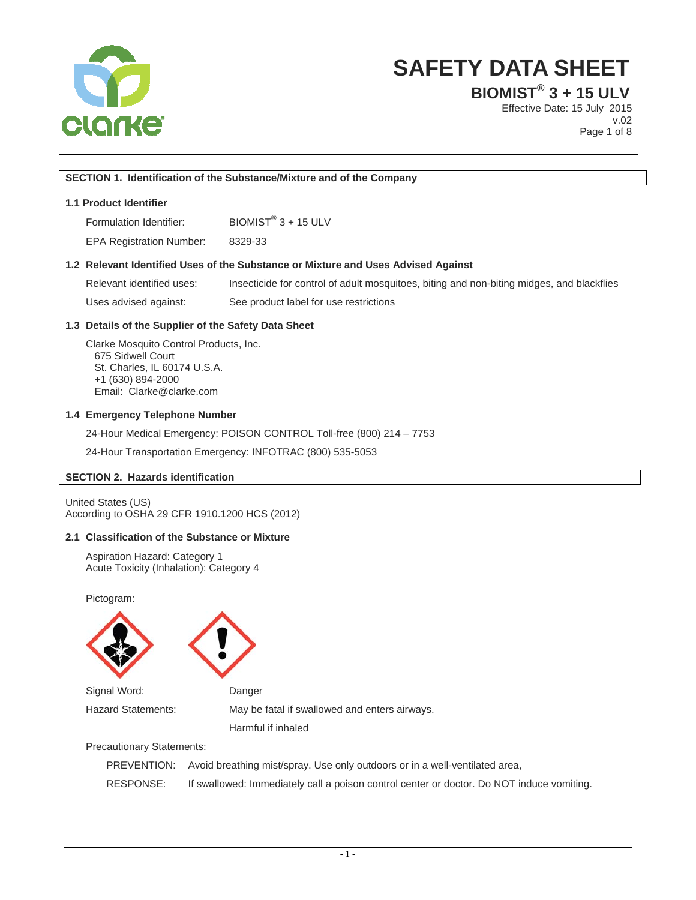# SAFETY DATA SHEET

## BIOMIST® 3 + 15 ULV

Effective Date: 15 July 2015
v.02

## SECTION 1. Identification of the Substance/Mixture and of the Company

### 1.1 Product Identifier

Formulation Identifier: BIOMIST® 3 + 15 ULV

EPA Registration Number: 8329-33

### 1.2 Relevant Identified Uses of the Substance or Mixture and Uses Advised Against

Relevant identified uses: Insecticide for control of adult mosquitoes, biting and non-biting midges, and blackflies

Uses advised against: See product label for use restrictions

### 1.3 Details of the Supplier of the Safety Data Sheet

Clarke Mosquito Control Products, Inc.
675 Sidwell Court
St. Charles, IL 60174 U.S.A.
+1 (630) 894-2000
Email: Clarke@clarke.com

### 1.4 Emergency Telephone Number

24-Hour Medical Emergency: POISON CONTROL Toll-free (800) 214 – 7753

24-Hour Transportation Emergency: INFOTRAC (800) 535-5053

## SECTION 2. Hazards identification

United States (US)
According to OSHA 29 CFR 1910.1200 HCS (2012)

### 2.1 Classification of the Substance or Mixture

Aspiration Hazard: Category 1
Acute Toxicity (Inhalation): Category 4

Pictogram:

Signal Word: Danger

Hazard Statements: May be fatal if swallowed and enters airways.

Harmful if inhaled

Precautionary Statements:

PREVENTION: Avoid breathing mist/spray. Use only outdoors or in a well-ventilated area,

RESPONSE: If swallowed: Immediately call a poison control center or doctor. Do NOT induce vomiting.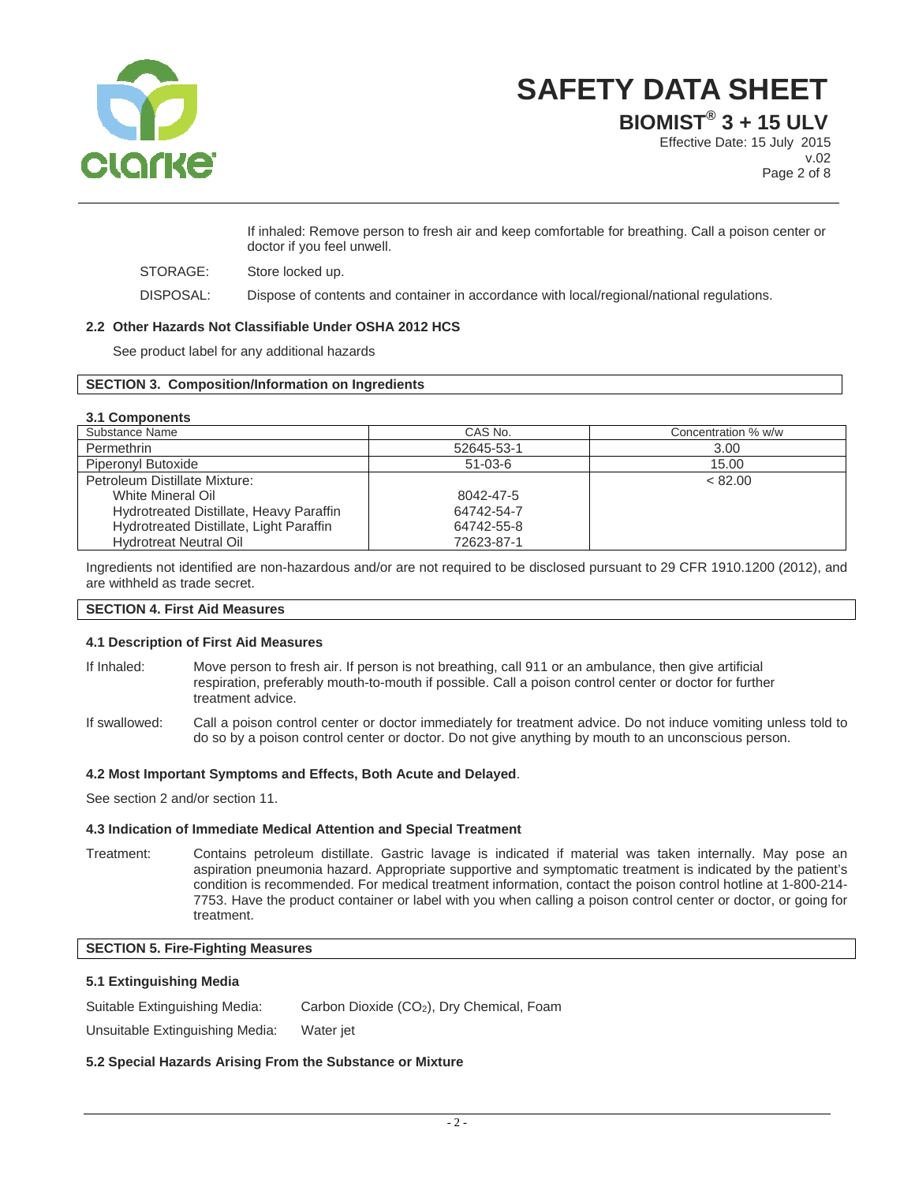If inhaled: Remove person to fresh air and keep comfortable for breathing. Call a poison center or doctor if you feel unwell.

STORAGE: Store locked up.

DISPOSAL: Dispose of contents and container in accordance with local/regional/national regulations.

### 2.2 Other Hazards Not Classifiable Under OSHA 2012 HCS

See product label for any additional hazards

## SECTION 3. Composition/Information on Ingredients

### 3.1 Components

| Substance Name | CAS No. | Concentration % w/w |
|---|---|---|
| Permethrin | 52645-53-1 | 3.00 |
| Piperonyl Butoxide | 51-03-6 | 15.00 |
| Petroleum Distillate Mixture: | | < 82.00 |
| White Mineral Oil | 8042-47-5 | |
| Hydrotreated Distillate, Heavy Paraffin | 64742-54-7 | |
| Hydrotreated Distillate, Light Paraffin | 64742-55-8 | |
| Hydrotreat Neutral Oil | 72623-87-1 | |

Ingredients not identified are non-hazardous and/or are not required to be disclosed pursuant to 29 CFR 1910.1200 (2012), and are withheld as trade secret.

## SECTION 4. First Aid Measures

### 4.1 Description of First Aid Measures

If Inhaled: Move person to fresh air. If person is not breathing, call 911 or an ambulance, then give artificial respiration, preferably mouth-to-mouth if possible. Call a poison control center or doctor for further treatment advice.

If swallowed: Call a poison control center or doctor immediately for treatment advice. Do not induce vomiting unless told to do so by a poison control center or doctor. Do not give anything by mouth to an unconscious person.

### 4.2 Most Important Symptoms and Effects, Both Acute and Delayed.

See section 2 and/or section 11.

### 4.3 Indication of Immediate Medical Attention and Special Treatment

Treatment: Contains petroleum distillate. Gastric lavage is indicated if material was taken internally. May pose an aspiration pneumonia hazard. Appropriate supportive and symptomatic treatment is indicated by the patient's condition is recommended. For medical treatment information, contact the poison control hotline at 1-800-214-7753. Have the product container or label with you when calling a poison control center or doctor, or going for treatment.

## SECTION 5. Fire-Fighting Measures

### 5.1 Extinguishing Media

Suitable Extinguishing Media: Carbon Dioxide ($CO_2$), Dry Chemical, Foam

Unsuitable Extinguishing Media: Water jet

### 5.2 Special Hazards Arising From the Substance or Mixture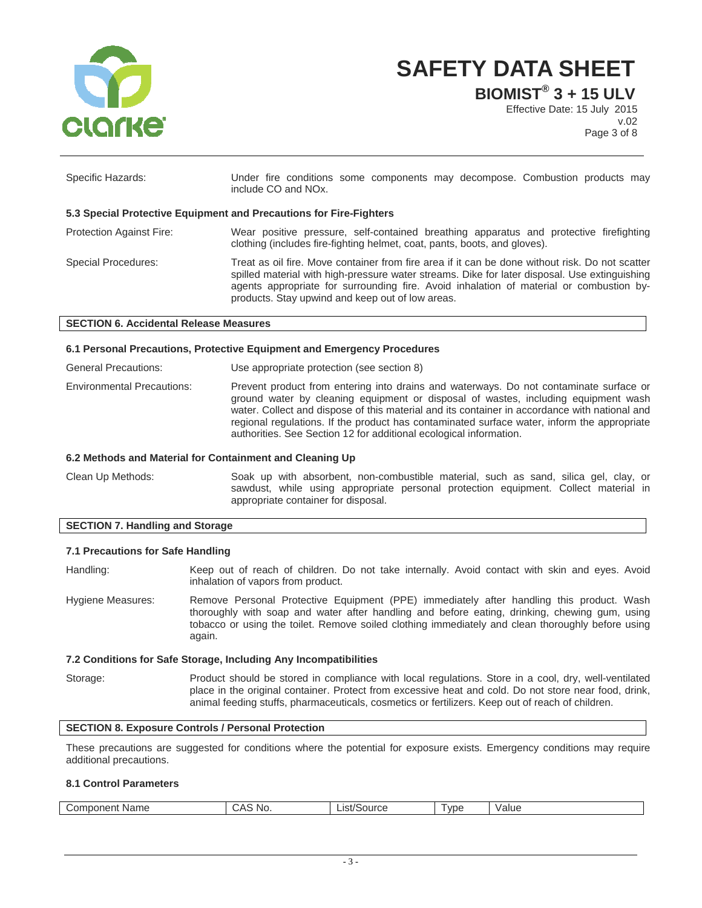| | |
|---|---|
| Specific Hazards: | Under fire conditions some components may decompose. Combustion products may include CO and NOx. |

### 5.3 Special Protective Equipment and Precautions for Fire-Fighters

| | |
|---|---|
| Protection Against Fire: | Wear positive pressure, self-contained breathing apparatus and protective firefighting clothing (includes fire-fighting helmet, coat, pants, boots, and gloves). |
| Special Procedures: | Treat as oil fire. Move container from fire area if it can be done without risk. Do not scatter spilled material with high-pressure water streams. Dike for later disposal. Use extinguishing agents appropriate for surrounding fire. Avoid inhalation of material or combustion by-products. Stay upwind and keep out of low areas. |

## SECTION 6. Accidental Release Measures

### 6.1 Personal Precautions, Protective Equipment and Emergency Procedures

| | |
|---|---|
| General Precautions: | Use appropriate protection (see section 8) |
| Environmental Precautions: | Prevent product from entering into drains and waterways. Do not contaminate surface or ground water by cleaning equipment or disposal of wastes, including equipment wash water. Collect and dispose of this material and its container in accordance with national and regional regulations. If the product has contaminated surface water, inform the appropriate authorities. See Section 12 for additional ecological information. |

### 6.2 Methods and Material for Containment and Cleaning Up

| | |
|---|---|
| Clean Up Methods: | Soak up with absorbent, non-combustible material, such as sand, silica gel, clay, or sawdust, while using appropriate personal protection equipment. Collect material in appropriate container for disposal. |

## SECTION 7. Handling and Storage

### 7.1 Precautions for Safe Handling

| | |
|---|---|
| Handling: | Keep out of reach of children. Do not take internally. Avoid contact with skin and eyes. Avoid inhalation of vapors from product. |
| Hygiene Measures: | Remove Personal Protective Equipment (PPE) immediately after handling this product. Wash thoroughly with soap and water after handling and before eating, drinking, chewing gum, using tobacco or using the toilet. Remove soiled clothing immediately and clean thoroughly before using again. |

### 7.2 Conditions for Safe Storage, Including Any Incompatibilities

| | |
|---|---|
| Storage: | Product should be stored in compliance with local regulations. Store in a cool, dry, well-ventilated place in the original container. Protect from excessive heat and cold. Do not store near food, drink, animal feeding stuffs, pharmaceuticals, cosmetics or fertilizers. Keep out of reach of children. |

## SECTION 8. Exposure Controls / Personal Protection

These precautions are suggested for conditions where the potential for exposure exists. Emergency conditions may require additional precautions.

### 8.1 Control Parameters

| Component Name | CAS No. | List/Source | Type | Value |
|---|---|---|---|---|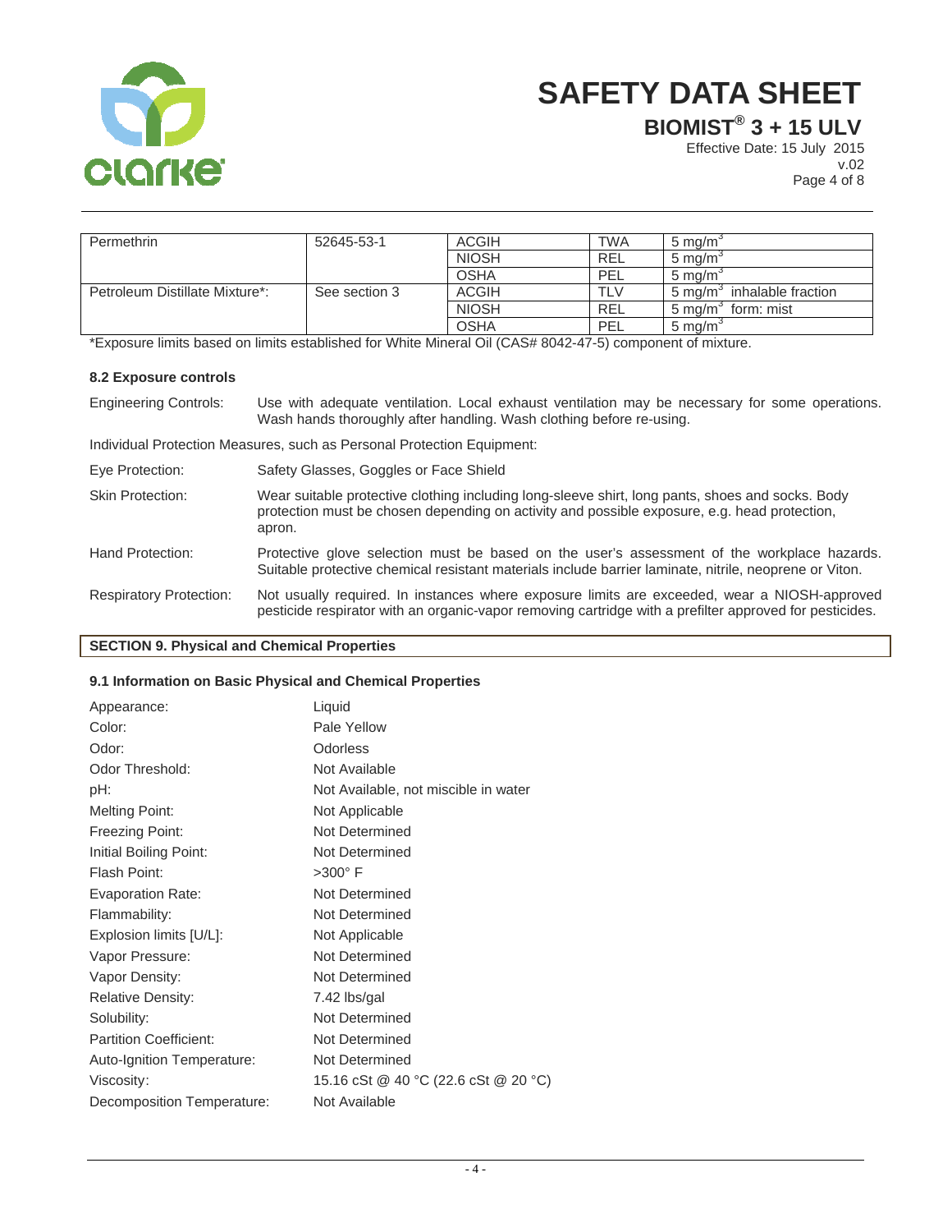| Permethrin | 52645-53-1 | ACGIH | TWA | 5 mg/m$^3$ |
|---|---|---|---|---|
| | | NIOSH | REL | 5 mg/m$^3$ |
| | | OSHA | PEL | 5 mg/m$^3$ |
| Petroleum Distillate Mixture*: | See section 3 | ACGIH | TLV | 5 mg/m$^3$ inhalable fraction |
| | | NIOSH | REL | 5 mg/m$^3$ form: mist |
| | | OSHA | PEL | 5 mg/m$^3$ |

*Exposure limits based on limits established for White Mineral Oil (CAS# 8042-47-5) component of mixture.

### 8.2 Exposure controls

Engineering Controls: Use with adequate ventilation. Local exhaust ventilation may be necessary for some operations. Wash hands thoroughly after handling. Wash clothing before re-using.

Individual Protection Measures, such as Personal Protection Equipment:

Eye Protection: Safety Glasses, Goggles or Face Shield

Skin Protection: Wear suitable protective clothing including long-sleeve shirt, long pants, shoes and socks. Body protection must be chosen depending on activity and possible exposure, e.g. head protection, apron.

Hand Protection: Protective glove selection must be based on the user's assessment of the workplace hazards. Suitable protective chemical resistant materials include barrier laminate, nitrile, neoprene or Viton.

Respiratory Protection: Not usually required. In instances where exposure limits are exceeded, wear a NIOSH-approved pesticide respirator with an organic-vapor removing cartridge with a prefilter approved for pesticides.

## SECTION 9. Physical and Chemical Properties

### 9.1 Information on Basic Physical and Chemical Properties

| | |
|---|---|
| Appearance: | Liquid |
| Color: | Pale Yellow |
| Odor: | Odorless |
| Odor Threshold: | Not Available |
| pH: | Not Available, not miscible in water |
| Melting Point: | Not Applicable |
| Freezing Point: | Not Determined |
| Initial Boiling Point: | Not Determined |
| Flash Point: | >300° F |
| Evaporation Rate: | Not Determined |
| Flammability: | Not Determined |
| Explosion limits [U/L]: | Not Applicable |
| Vapor Pressure: | Not Determined |
| Vapor Density: | Not Determined |
| Relative Density: | 7.42 lbs/gal |
| Solubility: | Not Determined |
| Partition Coefficient: | Not Determined |
| Auto-Ignition Temperature: | Not Determined |
| Viscosity: | 15.16 cSt @ 40 °C (22.6 cSt @ 20 °C) |
| Decomposition Temperature: | Not Available |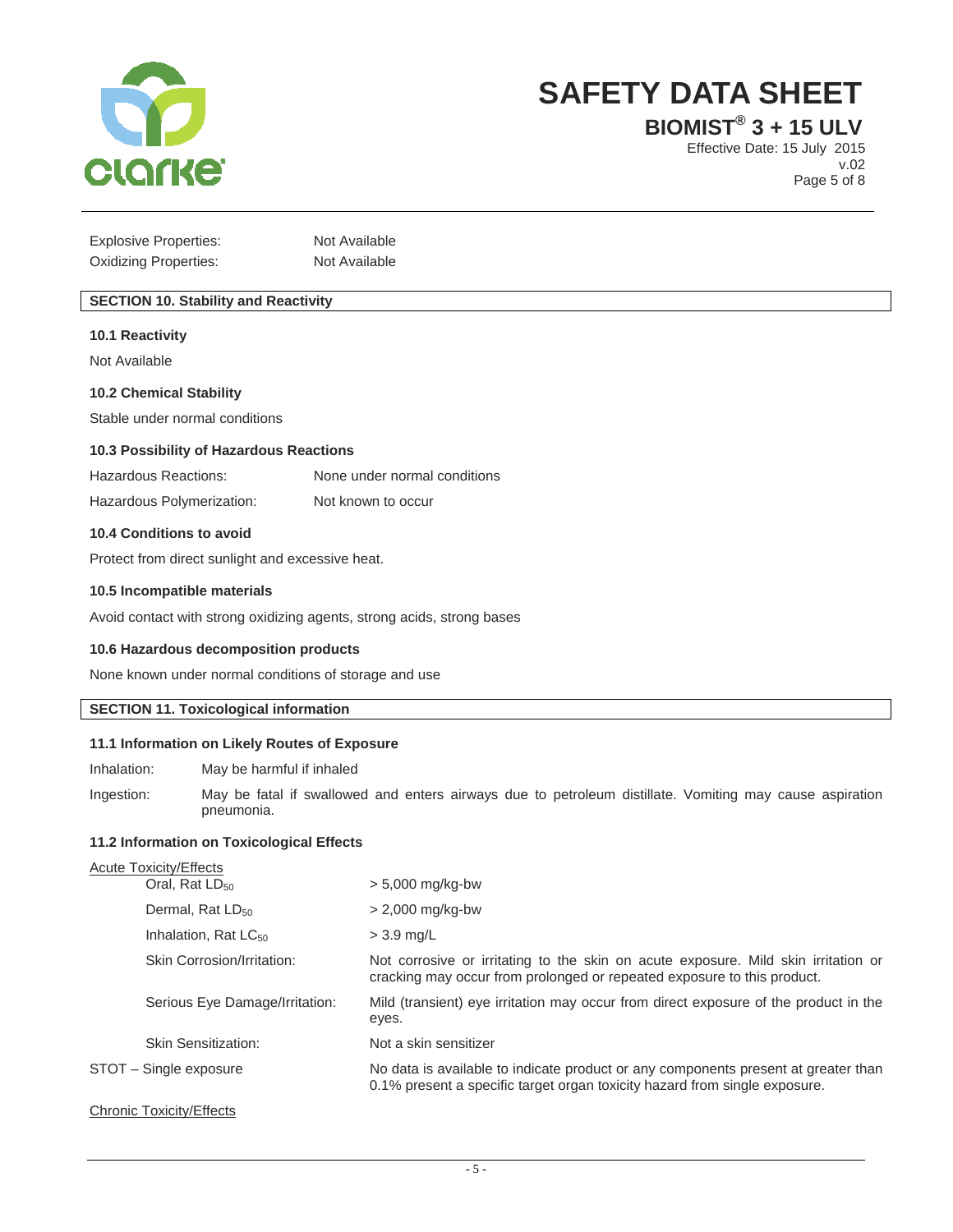| | |
|---|---|
| Explosive Properties: | Not Available |
| Oxidizing Properties: | Not Available |

## SECTION 10. Stability and Reactivity

### 10.1 Reactivity

Not Available

### 10.2 Chemical Stability

Stable under normal conditions

### 10.3 Possibility of Hazardous Reactions

| | |
|---|---|
| Hazardous Reactions: | None under normal conditions |
| Hazardous Polymerization: | Not known to occur |

### 10.4 Conditions to avoid

Protect from direct sunlight and excessive heat.

### 10.5 Incompatible materials

Avoid contact with strong oxidizing agents, strong acids, strong bases

### 10.6 Hazardous decomposition products

None known under normal conditions of storage and use

## SECTION 11. Toxicological information

### 11.1 Information on Likely Routes of Exposure

| | |
|---|---|
| Inhalation: | May be harmful if inhaled |
| Ingestion: | May be fatal if swallowed and enters airways due to petroleum distillate. Vomiting may cause aspiration pneumonia. |

### 11.2 Information on Toxicological Effects

Acute Toxicity/Effects

| | |
|---|---|
| Oral, Rat $LD_{50}$ | > 5,000 mg/kg-bw |
| Dermal, Rat $LD_{50}$ | > 2,000 mg/kg-bw |
| Inhalation, Rat $LC_{50}$ | > 3.9 mg/L |
| Skin Corrosion/Irritation: | Not corrosive or irritating to the skin on acute exposure. Mild skin irritation or cracking may occur from prolonged or repeated exposure to this product. |
| Serious Eye Damage/Irritation: | Mild (transient) eye irritation may occur from direct exposure of the product in the eyes. |
| Skin Sensitization: | Not a skin sensitizer |
| STOT – Single exposure | No data is available to indicate product or any components present at greater than 0.1% present a specific target organ toxicity hazard from single exposure. |

Chronic Toxicity/Effects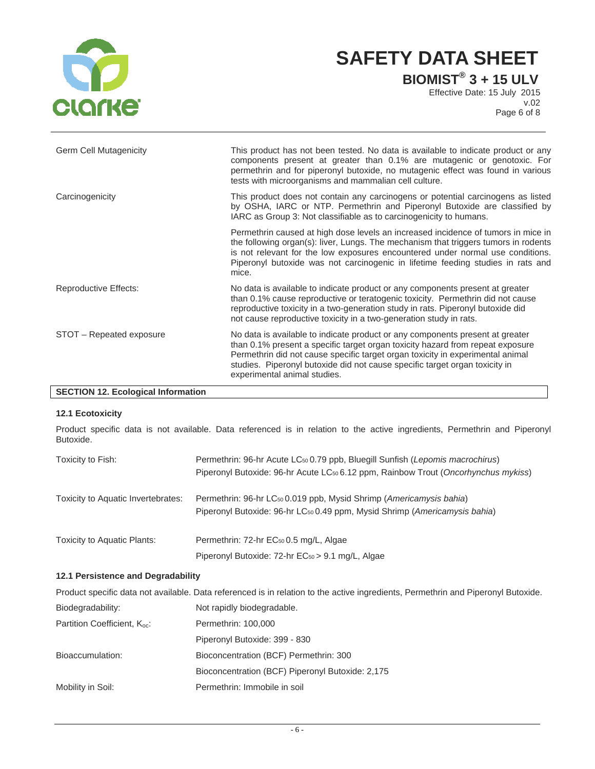| | |
|---|---|
| Germ Cell Mutagenicity | This product has not been tested. No data is available to indicate product or any components present at greater than 0.1% are mutagenic or genotoxic. For permethrin and for piperonyl butoxide, no mutagenic effect was found in various tests with microorganisms and mammalian cell culture. |
| Carcinogenicity | This product does not contain any carcinogens or potential carcinogens as listed by OSHA, IARC or NTP. Permethrin and Piperonyl Butoxide are classified by IARC as Group 3: Not classifiable as to carcinogenicity to humans. |
| | Permethrin caused at high dose levels an increased incidence of tumors in mice in the following organ(s): liver, Lungs. The mechanism that triggers tumors in rodents is not relevant for the low exposures encountered under normal use conditions. Piperonyl butoxide was not carcinogenic in lifetime feeding studies in rats and mice. |
| Reproductive Effects: | No data is available to indicate product or any components present at greater than 0.1% cause reproductive or teratogenic toxicity. Permethrin did not cause reproductive toxicity in a two-generation study in rats. Piperonyl butoxide did not cause reproductive toxicity in a two-generation study in rats. |
| STOT – Repeated exposure | No data is available to indicate product or any components present at greater than 0.1% present a specific target organ toxicity hazard from repeat exposure Permethrin did not cause specific target organ toxicity in experimental animal studies. Piperonyl butoxide did not cause specific target organ toxicity in experimental animal studies. |

## SECTION 12. Ecological Information

### 12.1 Ecotoxicity

Product specific data is not available. Data referenced is in relation to the active ingredients, Permethrin and Piperonyl Butoxide.

| | |
|---|---|
| Toxicity to Fish: | Permethrin: 96-hr Acute $LC_{50}$ 0.79 ppb, Bluegill Sunfish (*Lepomis macrochirus*)<br>Piperonyl Butoxide: 96-hr Acute $LC_{50}$ 6.12 ppm, Rainbow Trout (*Oncorhynchus mykiss*) |
| Toxicity to Aquatic Invertebrates: | Permethrin: 96-hr $LC_{50}$ 0.019 ppb, Mysid Shrimp (*Americamysis bahia*)<br>Piperonyl Butoxide: 96-hr $LC_{50}$ 0.49 ppm, Mysid Shrimp (*Americamysis bahia*) |
| Toxicity to Aquatic Plants: | Permethrin: 72-hr $EC_{50}$ 0.5 mg/L, Algae<br>Piperonyl Butoxide: 72-hr $EC_{50}$ > 9.1 mg/L, Algae |

### 12.1 Persistence and Degradability

Product specific data not available. Data referenced is in relation to the active ingredients, Permethrin and Piperonyl Butoxide.

| | |
|---|---|
| Biodegradability: | Not rapidly biodegradable. |
| Partition Coefficient, $K_{oc}$: | Permethrin: 100,000 |
| | Piperonyl Butoxide: 399 - 830 |
| Bioaccumulation: | Bioconcentration (BCF) Permethrin: 300 |
| | Bioconcentration (BCF) Piperonyl Butoxide: 2,175 |
| Mobility in Soil: | Permethrin: Immobile in soil |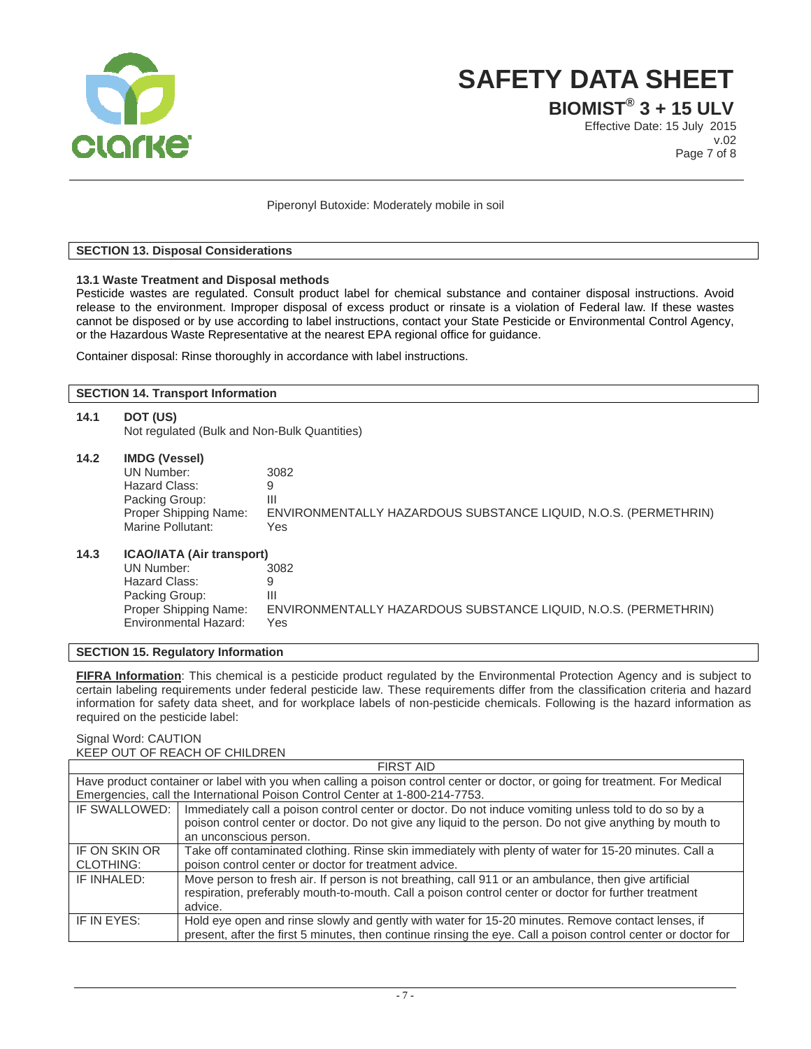Piperonyl Butoxide: Moderately mobile in soil

## SECTION 13. Disposal Considerations

**13.1 Waste Treatment and Disposal methods**

Pesticide wastes are regulated. Consult product label for chemical substance and container disposal instructions. Avoid release to the environment. Improper disposal of excess product or rinsate is a violation of Federal law. If these wastes cannot be disposed or by use according to label instructions, contact your State Pesticide or Environmental Control Agency, or the Hazardous Waste Representative at the nearest EPA regional office for guidance.

Container disposal: Rinse thoroughly in accordance with label instructions.

## SECTION 14. Transport Information

**14.1 DOT (US)**

Not regulated (Bulk and Non-Bulk Quantities)

**14.2 IMDG (Vessel)**

| | |
|---|---|
| UN Number: | 3082 |
| Hazard Class: | 9 |
| Packing Group: | III |
| Proper Shipping Name: | ENVIRONMENTALLY HAZARDOUS SUBSTANCE LIQUID, N.O.S. (PERMETHRIN) |
| Marine Pollutant: | Yes |

**14.3 ICAO/IATA (Air transport)**

| | |
|---|---|
| UN Number: | 3082 |
| Hazard Class: | 9 |
| Packing Group: | III |
| Proper Shipping Name: | ENVIRONMENTALLY HAZARDOUS SUBSTANCE LIQUID, N.O.S. (PERMETHRIN) |
| Environmental Hazard: | Yes |

## SECTION 15. Regulatory Information

**FIFRA Information**: This chemical is a pesticide product regulated by the Environmental Protection Agency and is subject to certain labeling requirements under federal pesticide law. These requirements differ from the classification criteria and hazard information for safety data sheet, and for workplace labels of non-pesticide chemicals. Following is the hazard information as required on the pesticide label:

Signal Word: CAUTION
KEEP OUT OF REACH OF CHILDREN

| FIRST AID | |
|---|---|
| Have product container or label with you when calling a poison control center or doctor, or going for treatment. For Medical Emergencies, call the International Poison Control Center at 1-800-214-7753. | |
| IF SWALLOWED: | Immediately call a poison control center or doctor. Do not induce vomiting unless told to do so by a poison control center or doctor. Do not give any liquid to the person. Do not give anything by mouth to an unconscious person. |
| IF ON SKIN OR CLOTHING: | Take off contaminated clothing. Rinse skin immediately with plenty of water for 15-20 minutes. Call a poison control center or doctor for treatment advice. |
| IF INHALED: | Move person to fresh air. If person is not breathing, call 911 or an ambulance, then give artificial respiration, preferably mouth-to-mouth. Call a poison control center or doctor for further treatment advice. |
| IF IN EYES: | Hold eye open and rinse slowly and gently with water for 15-20 minutes. Remove contact lenses, if present, after the first 5 minutes, then continue rinsing the eye. Call a poison control center or doctor for |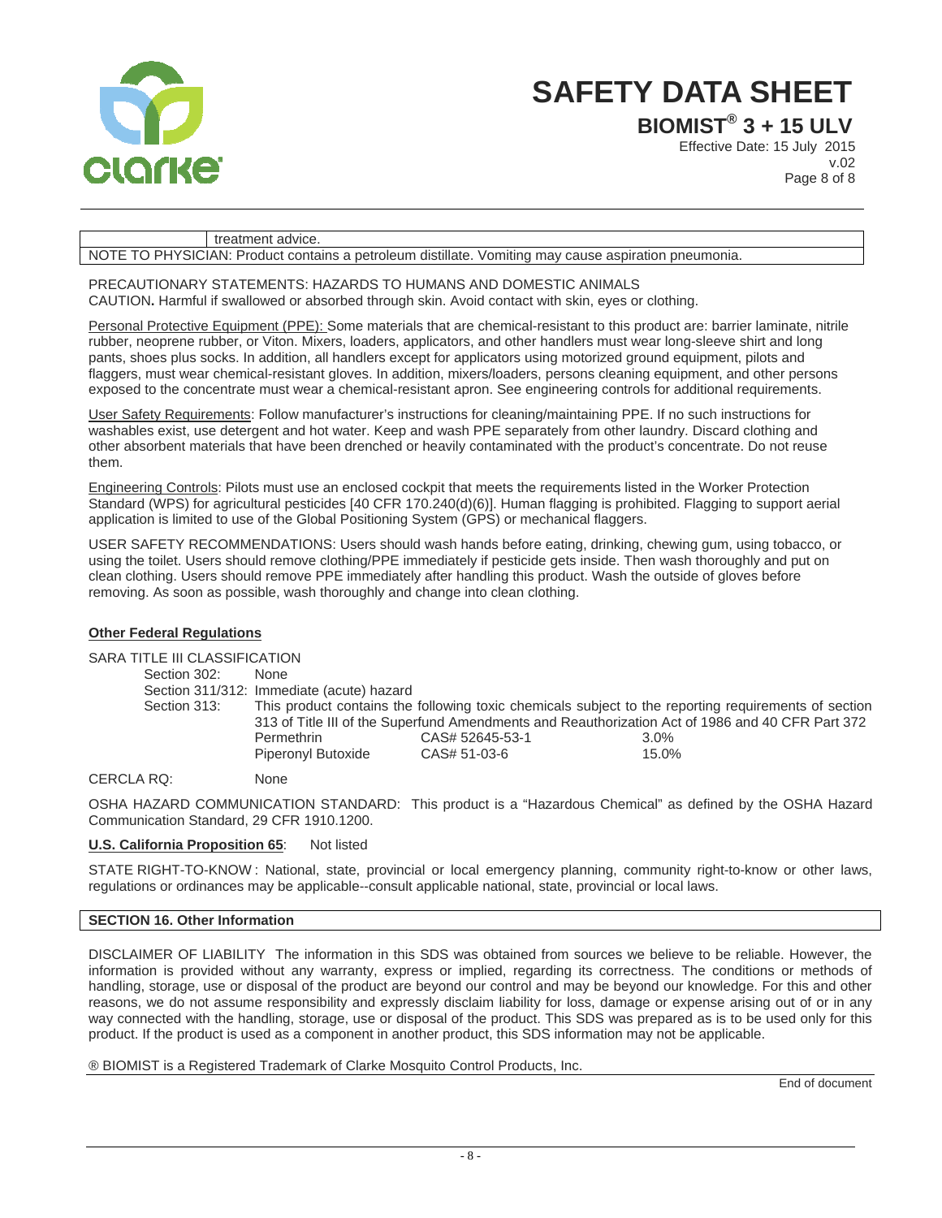| | |
|---|---|
| | treatment advice. |
| NOTE TO PHYSICIAN: Product contains a petroleum distillate. Vomiting may cause aspiration pneumonia. | |

PRECAUTIONARY STATEMENTS: HAZARDS TO HUMANS AND DOMESTIC ANIMALS
CAUTION**.** Harmful if swallowed or absorbed through skin. Avoid contact with skin, eyes or clothing.

Personal Protective Equipment (PPE): Some materials that are chemical-resistant to this product are: barrier laminate, nitrile rubber, neoprene rubber, or Viton. Mixers, loaders, applicators, and other handlers must wear long-sleeve shirt and long pants, shoes plus socks. In addition, all handlers except for applicators using motorized ground equipment, pilots and flaggers, must wear chemical-resistant gloves. In addition, mixers/loaders, persons cleaning equipment, and other persons exposed to the concentrate must wear a chemical-resistant apron. See engineering controls for additional requirements.

User Safety Requirements: Follow manufacturer's instructions for cleaning/maintaining PPE. If no such instructions for washables exist, use detergent and hot water. Keep and wash PPE separately from other laundry. Discard clothing and other absorbent materials that have been drenched or heavily contaminated with the product's concentrate. Do not reuse them.

Engineering Controls: Pilots must use an enclosed cockpit that meets the requirements listed in the Worker Protection Standard (WPS) for agricultural pesticides [40 CFR 170.240(d)(6)]. Human flagging is prohibited. Flagging to support aerial application is limited to use of the Global Positioning System (GPS) or mechanical flaggers.

USER SAFETY RECOMMENDATIONS: Users should wash hands before eating, drinking, chewing gum, using tobacco, or using the toilet. Users should remove clothing/PPE immediately if pesticide gets inside. Then wash thoroughly and put on clean clothing. Users should remove PPE immediately after handling this product. Wash the outside of gloves before removing. As soon as possible, wash thoroughly and change into clean clothing.

**Other Federal Regulations**

SARA TITLE III CLASSIFICATION

Section 302: None

Section 311/312: Immediate (acute) hazard

Section 313: This product contains the following toxic chemicals subject to the reporting requirements of section 313 of Title III of the Superfund Amendments and Reauthorization Act of 1986 and 40 CFR Part 372

| | | |
|---|---|---|
| Permethrin | CAS# 52645-53-1 | 3.0% |
| Piperonyl Butoxide | CAS# 51-03-6 | 15.0% |

CERCLA RQ: None

OSHA HAZARD COMMUNICATION STANDARD: This product is a "Hazardous Chemical" as defined by the OSHA Hazard Communication Standard, 29 CFR 1910.1200.

**U.S. California Proposition 65**: Not listed

STATE RIGHT-TO-KNOW : National, state, provincial or local emergency planning, community right-to-know or other laws, regulations or ordinances may be applicable--consult applicable national, state, provincial or local laws.

## SECTION 16. Other Information

DISCLAIMER OF LIABILITY The information in this SDS was obtained from sources we believe to be reliable. However, the information is provided without any warranty, express or implied, regarding its correctness. The conditions or methods of handling, storage, use or disposal of the product are beyond our control and may be beyond our knowledge. For this and other reasons, we do not assume responsibility and expressly disclaim liability for loss, damage or expense arising out of or in any way connected with the handling, storage, use or disposal of the product. This SDS was prepared as is to be used only for this product. If the product is used as a component in another product, this SDS information may not be applicable.

® BIOMIST is a Registered Trademark of Clarke Mosquito Control Products, Inc.

End of document